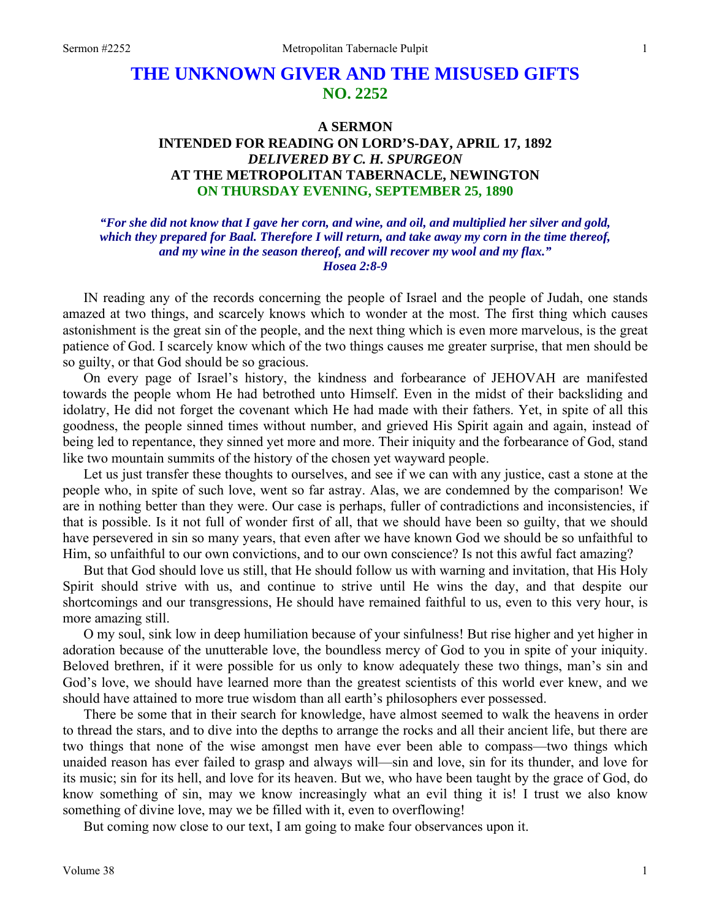# THE UNKNOWN GIVER AND THE MISUSED GIFTS
## NO. 2252

### A SERMON
### INTENDED FOR READING ON LORD'S-DAY, APRIL 17, 1892
### *DELIVERED BY C. H. SPURGEON*
### AT THE METROPOLITAN TABERNACLE, NEWINGTON
### ON THURSDAY EVENING, SEPTEMBER 25, 1890

***"For she did not know that I gave her corn, and wine, and oil, and multiplied her silver and gold, which they prepared for Baal. Therefore I will return, and take away my corn in the time thereof, and my wine in the season thereof, and will recover my wool and my flax." Hosea 2:8-9***

IN reading any of the records concerning the people of Israel and the people of Judah, one stands amazed at two things, and scarcely knows which to wonder at the most. The first thing which causes astonishment is the great sin of the people, and the next thing which is even more marvelous, is the great patience of God. I scarcely know which of the two things causes me greater surprise, that men should be so guilty, or that God should be so gracious.

On every page of Israel's history, the kindness and forbearance of JEHOVAH are manifested towards the people whom He had betrothed unto Himself. Even in the midst of their backsliding and idolatry, He did not forget the covenant which He had made with their fathers. Yet, in spite of all this goodness, the people sinned times without number, and grieved His Spirit again and again, instead of being led to repentance, they sinned yet more and more. Their iniquity and the forbearance of God, stand like two mountain summits of the history of the chosen yet wayward people.

Let us just transfer these thoughts to ourselves, and see if we can with any justice, cast a stone at the people who, in spite of such love, went so far astray. Alas, we are condemned by the comparison! We are in nothing better than they were. Our case is perhaps, fuller of contradictions and inconsistencies, if that is possible. Is it not full of wonder first of all, that we should have been so guilty, that we should have persevered in sin so many years, that even after we have known God we should be so unfaithful to Him, so unfaithful to our own convictions, and to our own conscience? Is not this awful fact amazing?

But that God should love us still, that He should follow us with warning and invitation, that His Holy Spirit should strive with us, and continue to strive until He wins the day, and that despite our shortcomings and our transgressions, He should have remained faithful to us, even to this very hour, is more amazing still.

O my soul, sink low in deep humiliation because of your sinfulness! But rise higher and yet higher in adoration because of the unutterable love, the boundless mercy of God to you in spite of your iniquity. Beloved brethren, if it were possible for us only to know adequately these two things, man's sin and God's love, we should have learned more than the greatest scientists of this world ever knew, and we should have attained to more true wisdom than all earth's philosophers ever possessed.

There be some that in their search for knowledge, have almost seemed to walk the heavens in order to thread the stars, and to dive into the depths to arrange the rocks and all their ancient life, but there are two things that none of the wise amongst men have ever been able to compass—two things which unaided reason has ever failed to grasp and always will—sin and love, sin for its thunder, and love for its music; sin for its hell, and love for its heaven. But we, who have been taught by the grace of God, do know something of sin, may we know increasingly what an evil thing it is! I trust we also know something of divine love, may we be filled with it, even to overflowing!

But coming now close to our text, I am going to make four observances upon it.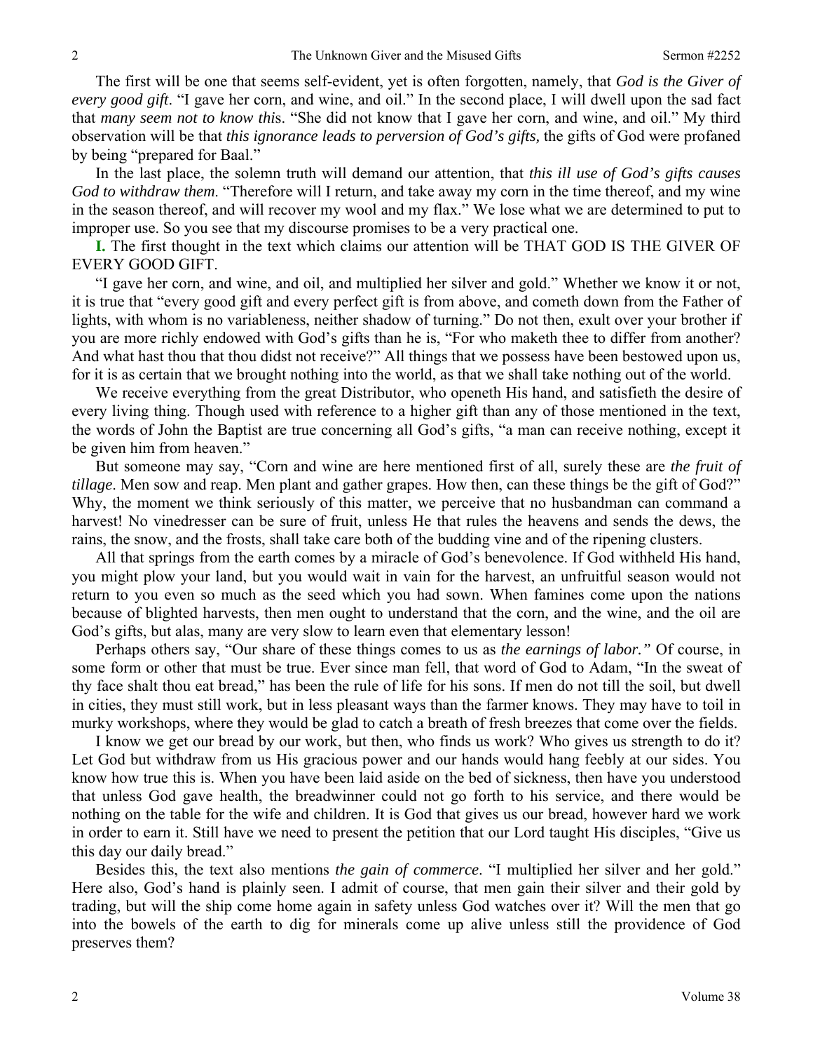The first will be one that seems self-evident, yet is often forgotten, namely, that *God is the Giver of every good gift*. "I gave her corn, and wine, and oil." In the second place, I will dwell upon the sad fact that *many seem not to know thi*s. "She did not know that I gave her corn, and wine, and oil." My third observation will be that *this ignorance leads to perversion of God's gifts,* the gifts of God were profaned by being "prepared for Baal."

In the last place, the solemn truth will demand our attention, that *this ill use of God's gifts causes God to withdraw them.* "Therefore will I return, and take away my corn in the time thereof, and my wine in the season thereof, and will recover my wool and my flax." We lose what we are determined to put to improper use. So you see that my discourse promises to be a very practical one.

**I.** The first thought in the text which claims our attention will be THAT GOD IS THE GIVER OF EVERY GOOD GIFT.

"I gave her corn, and wine, and oil, and multiplied her silver and gold." Whether we know it or not, it is true that "every good gift and every perfect gift is from above, and cometh down from the Father of lights, with whom is no variableness, neither shadow of turning." Do not then, exult over your brother if you are more richly endowed with God's gifts than he is, "For who maketh thee to differ from another? And what hast thou that thou didst not receive?" All things that we possess have been bestowed upon us, for it is as certain that we brought nothing into the world, as that we shall take nothing out of the world.

We receive everything from the great Distributor, who openeth His hand, and satisfieth the desire of every living thing. Though used with reference to a higher gift than any of those mentioned in the text, the words of John the Baptist are true concerning all God's gifts, "a man can receive nothing, except it be given him from heaven."

But someone may say, "Corn and wine are here mentioned first of all, surely these are *the fruit of tillage*. Men sow and reap. Men plant and gather grapes. How then, can these things be the gift of God?" Why, the moment we think seriously of this matter, we perceive that no husbandman can command a harvest! No vinedresser can be sure of fruit, unless He that rules the heavens and sends the dews, the rains, the snow, and the frosts, shall take care both of the budding vine and of the ripening clusters.

All that springs from the earth comes by a miracle of God's benevolence. If God withheld His hand, you might plow your land, but you would wait in vain for the harvest, an unfruitful season would not return to you even so much as the seed which you had sown. When famines come upon the nations because of blighted harvests, then men ought to understand that the corn, and the wine, and the oil are God's gifts, but alas, many are very slow to learn even that elementary lesson!

Perhaps others say, "Our share of these things comes to us as *the earnings of labor."* Of course, in some form or other that must be true. Ever since man fell, that word of God to Adam, "In the sweat of thy face shalt thou eat bread," has been the rule of life for his sons. If men do not till the soil, but dwell in cities, they must still work, but in less pleasant ways than the farmer knows. They may have to toil in murky workshops, where they would be glad to catch a breath of fresh breezes that come over the fields.

I know we get our bread by our work, but then, who finds us work? Who gives us strength to do it? Let God but withdraw from us His gracious power and our hands would hang feebly at our sides. You know how true this is. When you have been laid aside on the bed of sickness, then have you understood that unless God gave health, the breadwinner could not go forth to his service, and there would be nothing on the table for the wife and children. It is God that gives us our bread, however hard we work in order to earn it. Still have we need to present the petition that our Lord taught His disciples, "Give us this day our daily bread."

Besides this, the text also mentions *the gain of commerce*. "I multiplied her silver and her gold." Here also, God's hand is plainly seen. I admit of course, that men gain their silver and their gold by trading, but will the ship come home again in safety unless God watches over it? Will the men that go into the bowels of the earth to dig for minerals come up alive unless still the providence of God preserves them?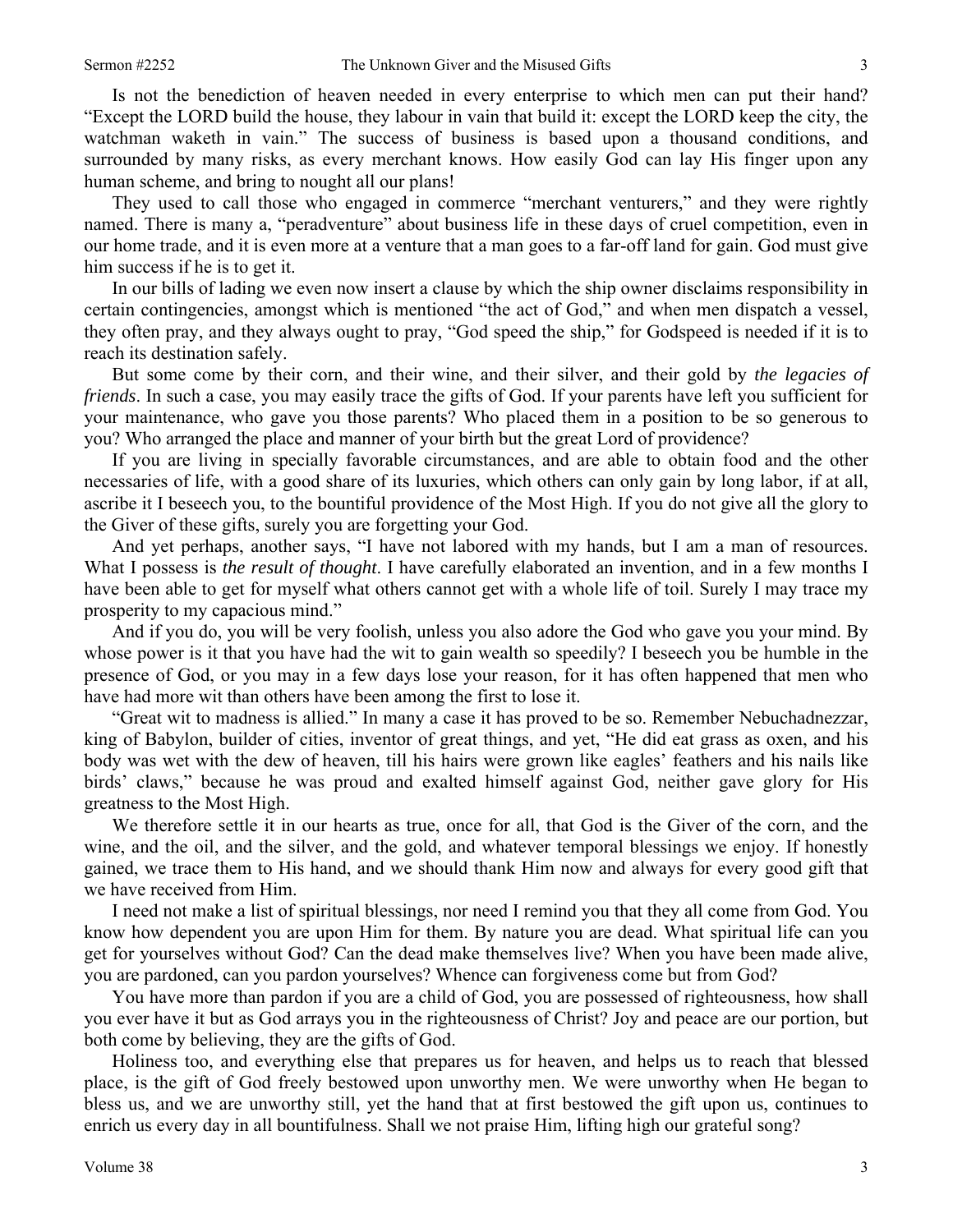Is not the benediction of heaven needed in every enterprise to which men can put their hand? "Except the LORD build the house, they labour in vain that build it: except the LORD keep the city, the watchman waketh in vain." The success of business is based upon a thousand conditions, and surrounded by many risks, as every merchant knows. How easily God can lay His finger upon any human scheme, and bring to nought all our plans!

They used to call those who engaged in commerce "merchant venturers," and they were rightly named. There is many a, "peradventure" about business life in these days of cruel competition, even in our home trade, and it is even more at a venture that a man goes to a far-off land for gain. God must give him success if he is to get it.

In our bills of lading we even now insert a clause by which the ship owner disclaims responsibility in certain contingencies, amongst which is mentioned "the act of God," and when men dispatch a vessel, they often pray, and they always ought to pray, "God speed the ship," for Godspeed is needed if it is to reach its destination safely.

But some come by their corn, and their wine, and their silver, and their gold by *the legacies of friends*. In such a case, you may easily trace the gifts of God. If your parents have left you sufficient for your maintenance, who gave you those parents? Who placed them in a position to be so generous to you? Who arranged the place and manner of your birth but the great Lord of providence?

If you are living in specially favorable circumstances, and are able to obtain food and the other necessaries of life, with a good share of its luxuries, which others can only gain by long labor, if at all, ascribe it I beseech you, to the bountiful providence of the Most High. If you do not give all the glory to the Giver of these gifts, surely you are forgetting your God.

And yet perhaps, another says, "I have not labored with my hands, but I am a man of resources. What I possess is *the result of thought*. I have carefully elaborated an invention, and in a few months I have been able to get for myself what others cannot get with a whole life of toil. Surely I may trace my prosperity to my capacious mind."

And if you do, you will be very foolish, unless you also adore the God who gave you your mind. By whose power is it that you have had the wit to gain wealth so speedily? I beseech you be humble in the presence of God, or you may in a few days lose your reason, for it has often happened that men who have had more wit than others have been among the first to lose it.

"Great wit to madness is allied." In many a case it has proved to be so. Remember Nebuchadnezzar, king of Babylon, builder of cities, inventor of great things, and yet, "He did eat grass as oxen, and his body was wet with the dew of heaven, till his hairs were grown like eagles' feathers and his nails like birds' claws," because he was proud and exalted himself against God, neither gave glory for His greatness to the Most High.

We therefore settle it in our hearts as true, once for all, that God is the Giver of the corn, and the wine, and the oil, and the silver, and the gold, and whatever temporal blessings we enjoy. If honestly gained, we trace them to His hand, and we should thank Him now and always for every good gift that we have received from Him.

I need not make a list of spiritual blessings, nor need I remind you that they all come from God. You know how dependent you are upon Him for them. By nature you are dead. What spiritual life can you get for yourselves without God? Can the dead make themselves live? When you have been made alive, you are pardoned, can you pardon yourselves? Whence can forgiveness come but from God?

You have more than pardon if you are a child of God, you are possessed of righteousness, how shall you ever have it but as God arrays you in the righteousness of Christ? Joy and peace are our portion, but both come by believing, they are the gifts of God.

Holiness too, and everything else that prepares us for heaven, and helps us to reach that blessed place, is the gift of God freely bestowed upon unworthy men. We were unworthy when He began to bless us, and we are unworthy still, yet the hand that at first bestowed the gift upon us, continues to enrich us every day in all bountifulness. Shall we not praise Him, lifting high our grateful song?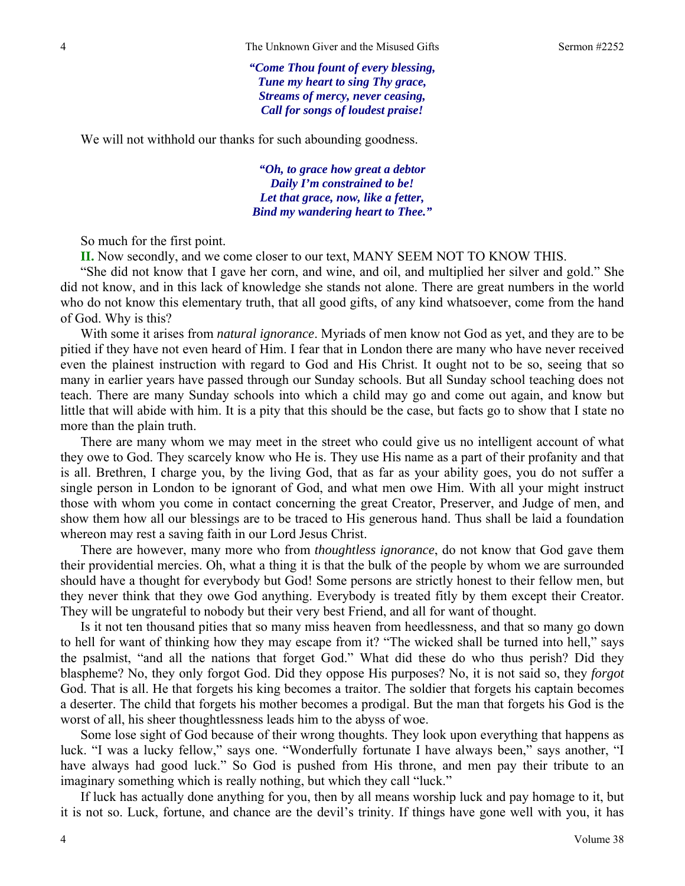*"Come Thou fount of every blessing,*
*Tune my heart to sing Thy grace,*
*Streams of mercy, never ceasing,*
*Call for songs of loudest praise!*

We will not withhold our thanks for such abounding goodness.

*"Oh, to grace how great a debtor*
*Daily I'm constrained to be!*
*Let that grace, now, like a fetter,*
*Bind my wandering heart to Thee."*

So much for the first point.

**II.** Now secondly, and we come closer to our text, MANY SEEM NOT TO KNOW THIS.

"She did not know that I gave her corn, and wine, and oil, and multiplied her silver and gold." She did not know, and in this lack of knowledge she stands not alone. There are great numbers in the world who do not know this elementary truth, that all good gifts, of any kind whatsoever, come from the hand of God. Why is this?

With some it arises from *natural ignorance*. Myriads of men know not God as yet, and they are to be pitied if they have not even heard of Him. I fear that in London there are many who have never received even the plainest instruction with regard to God and His Christ. It ought not to be so, seeing that so many in earlier years have passed through our Sunday schools. But all Sunday school teaching does not teach. There are many Sunday schools into which a child may go and come out again, and know but little that will abide with him. It is a pity that this should be the case, but facts go to show that I state no more than the plain truth.

There are many whom we may meet in the street who could give us no intelligent account of what they owe to God. They scarcely know who He is. They use His name as a part of their profanity and that is all. Brethren, I charge you, by the living God, that as far as your ability goes, you do not suffer a single person in London to be ignorant of God, and what men owe Him. With all your might instruct those with whom you come in contact concerning the great Creator, Preserver, and Judge of men, and show them how all our blessings are to be traced to His generous hand. Thus shall be laid a foundation whereon may rest a saving faith in our Lord Jesus Christ.

There are however, many more who from *thoughtless ignorance*, do not know that God gave them their providential mercies. Oh, what a thing it is that the bulk of the people by whom we are surrounded should have a thought for everybody but God! Some persons are strictly honest to their fellow men, but they never think that they owe God anything. Everybody is treated fitly by them except their Creator. They will be ungrateful to nobody but their very best Friend, and all for want of thought.

Is it not ten thousand pities that so many miss heaven from heedlessness, and that so many go down to hell for want of thinking how they may escape from it? "The wicked shall be turned into hell," says the psalmist, "and all the nations that forget God." What did these do who thus perish? Did they blaspheme? No, they only forgot God. Did they oppose His purposes? No, it is not said so, they *forgot* God. That is all. He that forgets his king becomes a traitor. The soldier that forgets his captain becomes a deserter. The child that forgets his mother becomes a prodigal. But the man that forgets his God is the worst of all, his sheer thoughtlessness leads him to the abyss of woe.

Some lose sight of God because of their wrong thoughts. They look upon everything that happens as luck. "I was a lucky fellow," says one. "Wonderfully fortunate I have always been," says another, "I have always had good luck." So God is pushed from His throne, and men pay their tribute to an imaginary something which is really nothing, but which they call "luck."

If luck has actually done anything for you, then by all means worship luck and pay homage to it, but it is not so. Luck, fortune, and chance are the devil's trinity. If things have gone well with you, it has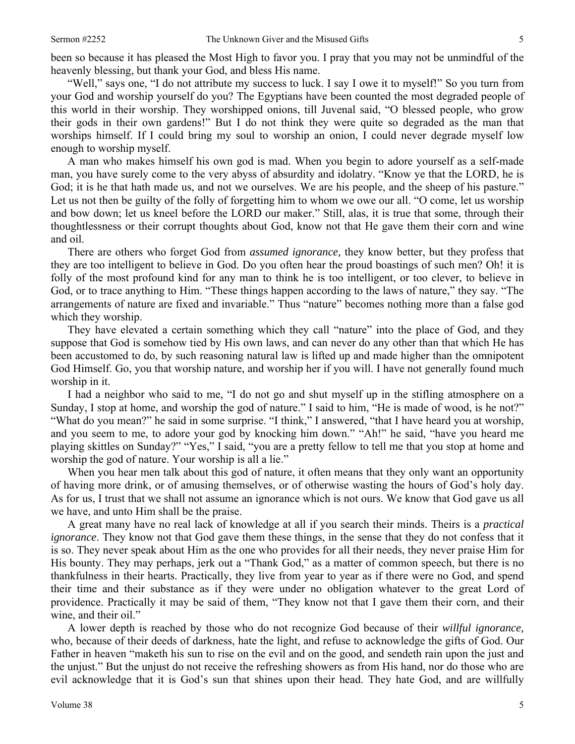been so because it has pleased the Most High to favor you. I pray that you may not be unmindful of the heavenly blessing, but thank your God, and bless His name.

"Well," says one, "I do not attribute my success to luck. I say I owe it to myself!" So you turn from your God and worship yourself do you? The Egyptians have been counted the most degraded people of this world in their worship. They worshipped onions, till Juvenal said, "O blessed people, who grow their gods in their own gardens!" But I do not think they were quite so degraded as the man that worships himself. If I could bring my soul to worship an onion, I could never degrade myself low enough to worship myself.

A man who makes himself his own god is mad. When you begin to adore yourself as a self-made man, you have surely come to the very abyss of absurdity and idolatry. "Know ye that the LORD, he is God; it is he that hath made us, and not we ourselves. We are his people, and the sheep of his pasture." Let us not then be guilty of the folly of forgetting him to whom we owe our all. "O come, let us worship and bow down; let us kneel before the LORD our maker." Still, alas, it is true that some, through their thoughtlessness or their corrupt thoughts about God, know not that He gave them their corn and wine and oil.

There are others who forget God from *assumed ignorance,* they know better, but they profess that they are too intelligent to believe in God. Do you often hear the proud boastings of such men? Oh! it is folly of the most profound kind for any man to think he is too intelligent, or too clever, to believe in God, or to trace anything to Him. "These things happen according to the laws of nature," they say. "The arrangements of nature are fixed and invariable." Thus "nature" becomes nothing more than a false god which they worship.

They have elevated a certain something which they call "nature" into the place of God, and they suppose that God is somehow tied by His own laws, and can never do any other than that which He has been accustomed to do, by such reasoning natural law is lifted up and made higher than the omnipotent God Himself. Go, you that worship nature, and worship her if you will. I have not generally found much worship in it.

I had a neighbor who said to me, "I do not go and shut myself up in the stifling atmosphere on a Sunday, I stop at home, and worship the god of nature." I said to him, "He is made of wood, is he not?" "What do you mean?" he said in some surprise. "I think," I answered, "that I have heard you at worship, and you seem to me, to adore your god by knocking him down." "Ah!" he said, "have you heard me playing skittles on Sunday?" "Yes," I said, "you are a pretty fellow to tell me that you stop at home and worship the god of nature. Your worship is all a lie."

When you hear men talk about this god of nature, it often means that they only want an opportunity of having more drink, or of amusing themselves, or of otherwise wasting the hours of God's holy day. As for us, I trust that we shall not assume an ignorance which is not ours. We know that God gave us all we have, and unto Him shall be the praise.

A great many have no real lack of knowledge at all if you search their minds. Theirs is a *practical ignorance*. They know not that God gave them these things, in the sense that they do not confess that it is so. They never speak about Him as the one who provides for all their needs, they never praise Him for His bounty. They may perhaps, jerk out a "Thank God," as a matter of common speech, but there is no thankfulness in their hearts. Practically, they live from year to year as if there were no God, and spend their time and their substance as if they were under no obligation whatever to the great Lord of providence. Practically it may be said of them, "They know not that I gave them their corn, and their wine, and their oil."

A lower depth is reached by those who do not recognize God because of their *willful ignorance,* who, because of their deeds of darkness, hate the light, and refuse to acknowledge the gifts of God. Our Father in heaven "maketh his sun to rise on the evil and on the good, and sendeth rain upon the just and the unjust." But the unjust do not receive the refreshing showers as from His hand, nor do those who are evil acknowledge that it is God's sun that shines upon their head. They hate God, and are willfully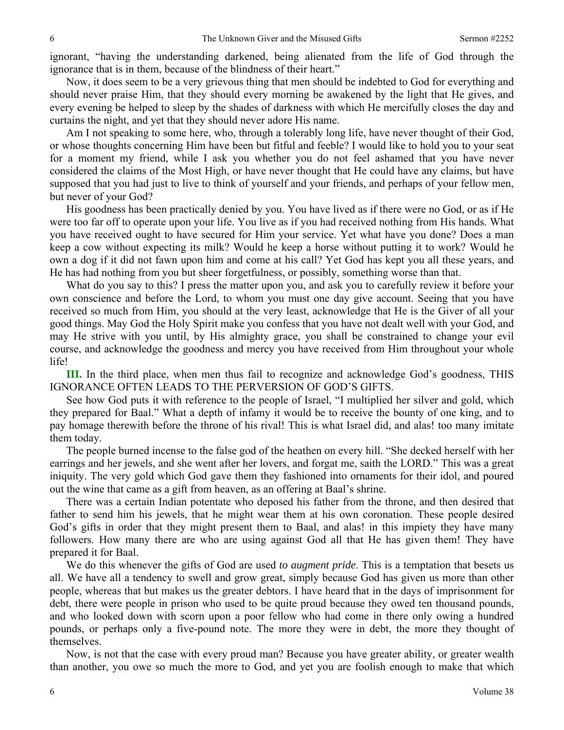ignorant, "having the understanding darkened, being alienated from the life of God through the ignorance that is in them, because of the blindness of their heart."

Now, it does seem to be a very grievous thing that men should be indebted to God for everything and should never praise Him, that they should every morning be awakened by the light that He gives, and every evening be helped to sleep by the shades of darkness with which He mercifully closes the day and curtains the night, and yet that they should never adore His name.

Am I not speaking to some here, who, through a tolerably long life, have never thought of their God, or whose thoughts concerning Him have been but fitful and feeble? I would like to hold you to your seat for a moment my friend, while I ask you whether you do not feel ashamed that you have never considered the claims of the Most High, or have never thought that He could have any claims, but have supposed that you had just to live to think of yourself and your friends, and perhaps of your fellow men, but never of your God?

His goodness has been practically denied by you. You have lived as if there were no God, or as if He were too far off to operate upon your life. You live as if you had received nothing from His hands. What you have received ought to have secured for Him your service. Yet what have you done? Does a man keep a cow without expecting its milk? Would he keep a horse without putting it to work? Would he own a dog if it did not fawn upon him and come at his call? Yet God has kept you all these years, and He has had nothing from you but sheer forgetfulness, or possibly, something worse than that.

What do you say to this? I press the matter upon you, and ask you to carefully review it before your own conscience and before the Lord, to whom you must one day give account. Seeing that you have received so much from Him, you should at the very least, acknowledge that He is the Giver of all your good things. May God the Holy Spirit make you confess that you have not dealt well with your God, and may He strive with you until, by His almighty grace, you shall be constrained to change your evil course, and acknowledge the goodness and mercy you have received from Him throughout your whole life!

**III.** In the third place, when men thus fail to recognize and acknowledge God's goodness, THIS IGNORANCE OFTEN LEADS TO THE PERVERSION OF GOD'S GIFTS.

See how God puts it with reference to the people of Israel, "I multiplied her silver and gold, which they prepared for Baal." What a depth of infamy it would be to receive the bounty of one king, and to pay homage therewith before the throne of his rival! This is what Israel did, and alas! too many imitate them today.

The people burned incense to the false god of the heathen on every hill. "She decked herself with her earrings and her jewels, and she went after her lovers, and forgat me, saith the LORD." This was a great iniquity. The very gold which God gave them they fashioned into ornaments for their idol, and poured out the wine that came as a gift from heaven, as an offering at Baal's shrine.

There was a certain Indian potentate who deposed his father from the throne, and then desired that father to send him his jewels, that he might wear them at his own coronation. These people desired God's gifts in order that they might present them to Baal, and alas! in this impiety they have many followers. How many there are who are using against God all that He has given them! They have prepared it for Baal.

We do this whenever the gifts of God are used *to augment pride*. This is a temptation that besets us all. We have all a tendency to swell and grow great, simply because God has given us more than other people, whereas that but makes us the greater debtors. I have heard that in the days of imprisonment for debt, there were people in prison who used to be quite proud because they owed ten thousand pounds, and who looked down with scorn upon a poor fellow who had come in there only owing a hundred pounds, or perhaps only a five-pound note. The more they were in debt, the more they thought of themselves.

Now, is not that the case with every proud man? Because you have greater ability, or greater wealth than another, you owe so much the more to God, and yet you are foolish enough to make that which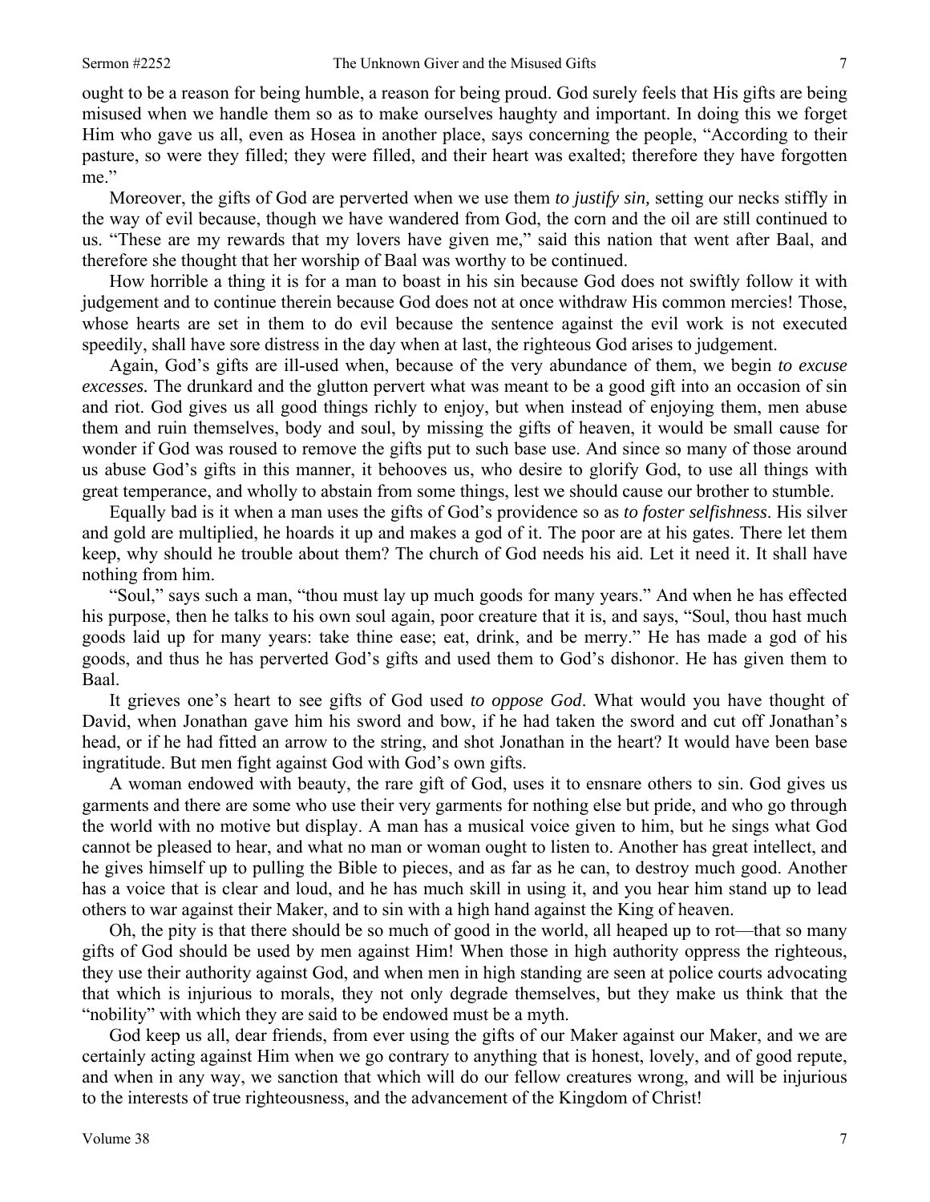ought to be a reason for being humble, a reason for being proud. God surely feels that His gifts are being misused when we handle them so as to make ourselves haughty and important. In doing this we forget Him who gave us all, even as Hosea in another place, says concerning the people, "According to their pasture, so were they filled; they were filled, and their heart was exalted; therefore they have forgotten me."

Moreover, the gifts of God are perverted when we use them *to justify sin,* setting our necks stiffly in the way of evil because, though we have wandered from God, the corn and the oil are still continued to us. "These are my rewards that my lovers have given me," said this nation that went after Baal, and therefore she thought that her worship of Baal was worthy to be continued.

How horrible a thing it is for a man to boast in his sin because God does not swiftly follow it with judgement and to continue therein because God does not at once withdraw His common mercies! Those, whose hearts are set in them to do evil because the sentence against the evil work is not executed speedily, shall have sore distress in the day when at last, the righteous God arises to judgement.

Again, God's gifts are ill-used when, because of the very abundance of them, we begin *to excuse excesses.* The drunkard and the glutton pervert what was meant to be a good gift into an occasion of sin and riot. God gives us all good things richly to enjoy, but when instead of enjoying them, men abuse them and ruin themselves, body and soul, by missing the gifts of heaven, it would be small cause for wonder if God was roused to remove the gifts put to such base use. And since so many of those around us abuse God's gifts in this manner, it behooves us, who desire to glorify God, to use all things with great temperance, and wholly to abstain from some things, lest we should cause our brother to stumble.

Equally bad is it when a man uses the gifts of God's providence so as *to foster selfishness*. His silver and gold are multiplied, he hoards it up and makes a god of it. The poor are at his gates. There let them keep, why should he trouble about them? The church of God needs his aid. Let it need it. It shall have nothing from him.

"Soul," says such a man, "thou must lay up much goods for many years." And when he has effected his purpose, then he talks to his own soul again, poor creature that it is, and says, "Soul, thou hast much goods laid up for many years: take thine ease; eat, drink, and be merry." He has made a god of his goods, and thus he has perverted God's gifts and used them to God's dishonor. He has given them to Baal.

It grieves one's heart to see gifts of God used *to oppose God*. What would you have thought of David, when Jonathan gave him his sword and bow, if he had taken the sword and cut off Jonathan's head, or if he had fitted an arrow to the string, and shot Jonathan in the heart? It would have been base ingratitude. But men fight against God with God's own gifts.

A woman endowed with beauty, the rare gift of God, uses it to ensnare others to sin. God gives us garments and there are some who use their very garments for nothing else but pride, and who go through the world with no motive but display. A man has a musical voice given to him, but he sings what God cannot be pleased to hear, and what no man or woman ought to listen to. Another has great intellect, and he gives himself up to pulling the Bible to pieces, and as far as he can, to destroy much good. Another has a voice that is clear and loud, and he has much skill in using it, and you hear him stand up to lead others to war against their Maker, and to sin with a high hand against the King of heaven.

Oh, the pity is that there should be so much of good in the world, all heaped up to rot—that so many gifts of God should be used by men against Him! When those in high authority oppress the righteous, they use their authority against God, and when men in high standing are seen at police courts advocating that which is injurious to morals, they not only degrade themselves, but they make us think that the "nobility" with which they are said to be endowed must be a myth.

God keep us all, dear friends, from ever using the gifts of our Maker against our Maker, and we are certainly acting against Him when we go contrary to anything that is honest, lovely, and of good repute, and when in any way, we sanction that which will do our fellow creatures wrong, and will be injurious to the interests of true righteousness, and the advancement of the Kingdom of Christ!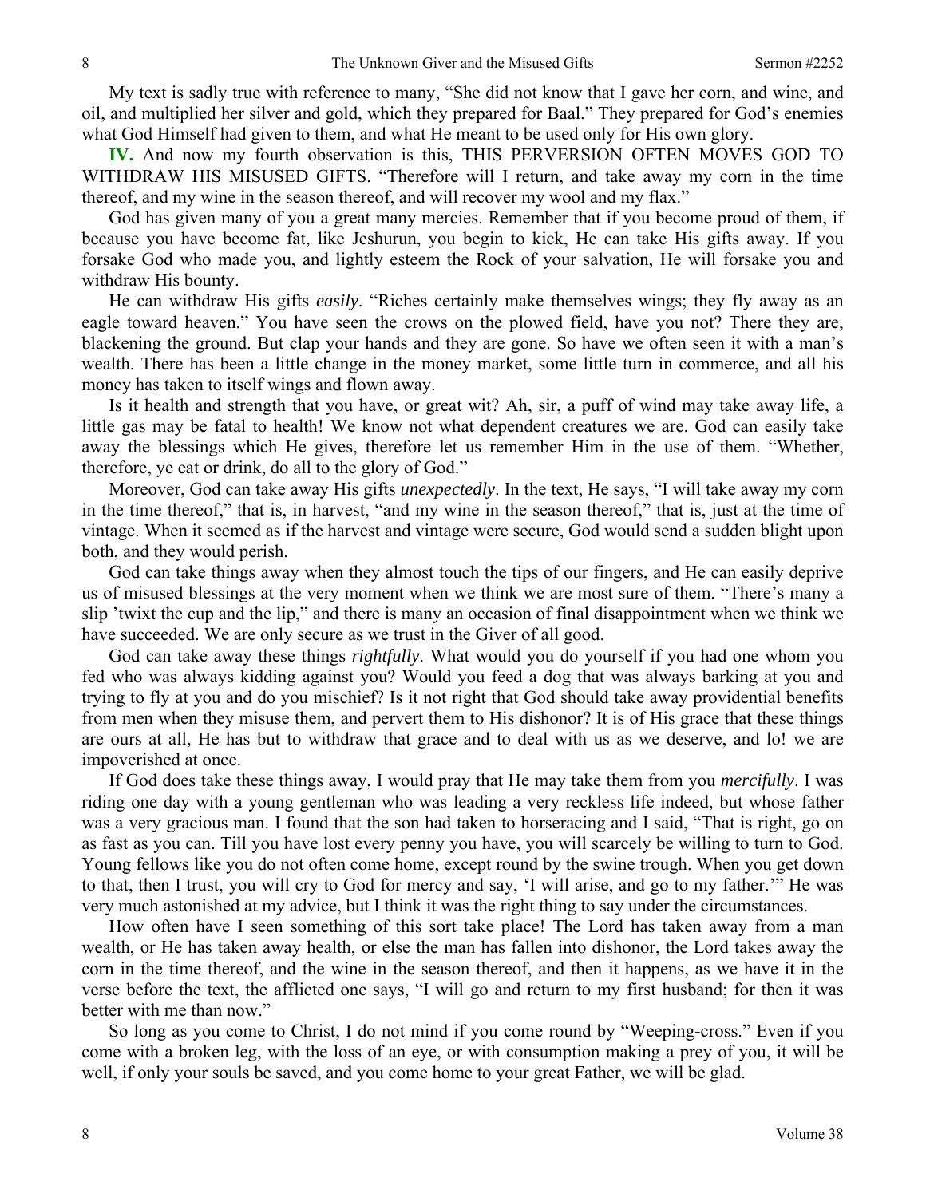My text is sadly true with reference to many, "She did not know that I gave her corn, and wine, and oil, and multiplied her silver and gold, which they prepared for Baal." They prepared for God's enemies what God Himself had given to them, and what He meant to be used only for His own glory.

**IV.** And now my fourth observation is this, THIS PERVERSION OFTEN MOVES GOD TO WITHDRAW HIS MISUSED GIFTS. "Therefore will I return, and take away my corn in the time thereof, and my wine in the season thereof, and will recover my wool and my flax."

God has given many of you a great many mercies. Remember that if you become proud of them, if because you have become fat, like Jeshurun, you begin to kick, He can take His gifts away. If you forsake God who made you, and lightly esteem the Rock of your salvation, He will forsake you and withdraw His bounty.

He can withdraw His gifts *easily*. "Riches certainly make themselves wings; they fly away as an eagle toward heaven." You have seen the crows on the plowed field, have you not? There they are, blackening the ground. But clap your hands and they are gone. So have we often seen it with a man's wealth. There has been a little change in the money market, some little turn in commerce, and all his money has taken to itself wings and flown away.

Is it health and strength that you have, or great wit? Ah, sir, a puff of wind may take away life, a little gas may be fatal to health! We know not what dependent creatures we are. God can easily take away the blessings which He gives, therefore let us remember Him in the use of them. "Whether, therefore, ye eat or drink, do all to the glory of God."

Moreover, God can take away His gifts *unexpectedly*. In the text, He says, "I will take away my corn in the time thereof," that is, in harvest, "and my wine in the season thereof," that is, just at the time of vintage. When it seemed as if the harvest and vintage were secure, God would send a sudden blight upon both, and they would perish.

God can take things away when they almost touch the tips of our fingers, and He can easily deprive us of misused blessings at the very moment when we think we are most sure of them. "There's many a slip 'twixt the cup and the lip," and there is many an occasion of final disappointment when we think we have succeeded. We are only secure as we trust in the Giver of all good.

God can take away these things *rightfully*. What would you do yourself if you had one whom you fed who was always kidding against you? Would you feed a dog that was always barking at you and trying to fly at you and do you mischief? Is it not right that God should take away providential benefits from men when they misuse them, and pervert them to His dishonor? It is of His grace that these things are ours at all, He has but to withdraw that grace and to deal with us as we deserve, and lo! we are impoverished at once.

If God does take these things away, I would pray that He may take them from you *mercifully*. I was riding one day with a young gentleman who was leading a very reckless life indeed, but whose father was a very gracious man. I found that the son had taken to horseracing and I said, "That is right, go on as fast as you can. Till you have lost every penny you have, you will scarcely be willing to turn to God. Young fellows like you do not often come home, except round by the swine trough. When you get down to that, then I trust, you will cry to God for mercy and say, 'I will arise, and go to my father.'" He was very much astonished at my advice, but I think it was the right thing to say under the circumstances.

How often have I seen something of this sort take place! The Lord has taken away from a man wealth, or He has taken away health, or else the man has fallen into dishonor, the Lord takes away the corn in the time thereof, and the wine in the season thereof, and then it happens, as we have it in the verse before the text, the afflicted one says, "I will go and return to my first husband; for then it was better with me than now."

So long as you come to Christ, I do not mind if you come round by "Weeping-cross." Even if you come with a broken leg, with the loss of an eye, or with consumption making a prey of you, it will be well, if only your souls be saved, and you come home to your great Father, we will be glad.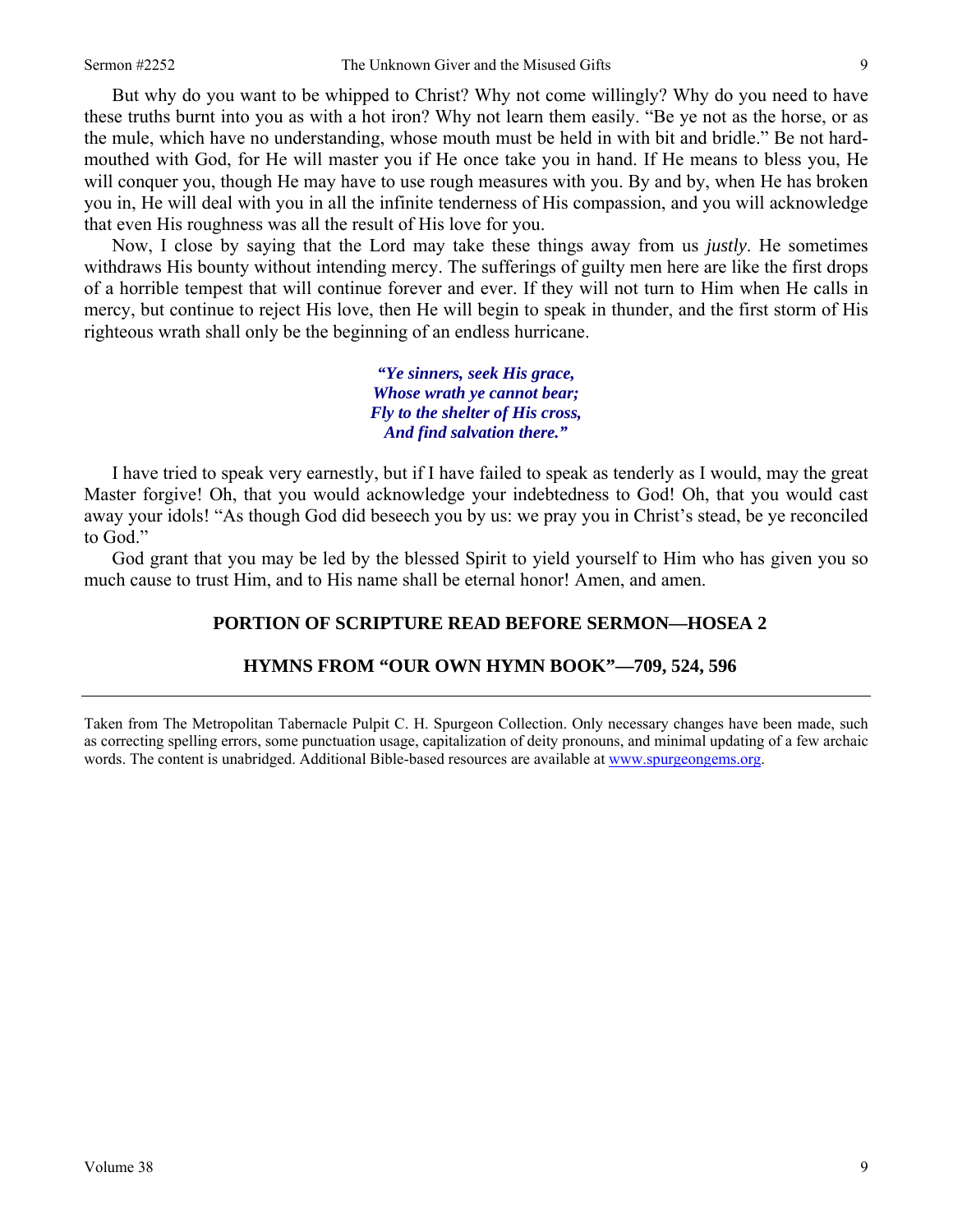But why do you want to be whipped to Christ? Why not come willingly? Why do you need to have these truths burnt into you as with a hot iron? Why not learn them easily. "Be ye not as the horse, or as the mule, which have no understanding, whose mouth must be held in with bit and bridle." Be not hard-mouthed with God, for He will master you if He once take you in hand. If He means to bless you, He will conquer you, though He may have to use rough measures with you. By and by, when He has broken you in, He will deal with you in all the infinite tenderness of His compassion, and you will acknowledge that even His roughness was all the result of His love for you.

Now, I close by saying that the Lord may take these things away from us *justly*. He sometimes withdraws His bounty without intending mercy. The sufferings of guilty men here are like the first drops of a horrible tempest that will continue forever and ever. If they will not turn to Him when He calls in mercy, but continue to reject His love, then He will begin to speak in thunder, and the first storm of His righteous wrath shall only be the beginning of an endless hurricane.

> ***"Ye sinners, seek His grace,***
> ***Whose wrath ye cannot bear;***
> ***Fly to the shelter of His cross,***
> ***And find salvation there."***

I have tried to speak very earnestly, but if I have failed to speak as tenderly as I would, may the great Master forgive! Oh, that you would acknowledge your indebtedness to God! Oh, that you would cast away your idols! "As though God did beseech you by us: we pray you in Christ's stead, be ye reconciled to God."

God grant that you may be led by the blessed Spirit to yield yourself to Him who has given you so much cause to trust Him, and to His name shall be eternal honor! Amen, and amen.

## PORTION OF SCRIPTURE READ BEFORE SERMON—HOSEA 2

## HYMNS FROM "OUR OWN HYMN BOOK"—709, 524, 596

---

Taken from The Metropolitan Tabernacle Pulpit C. H. Spurgeon Collection. Only necessary changes have been made, such as correcting spelling errors, some punctuation usage, capitalization of deity pronouns, and minimal updating of a few archaic words. The content is unabridged. Additional Bible-based resources are available at www.spurgeongems.org.